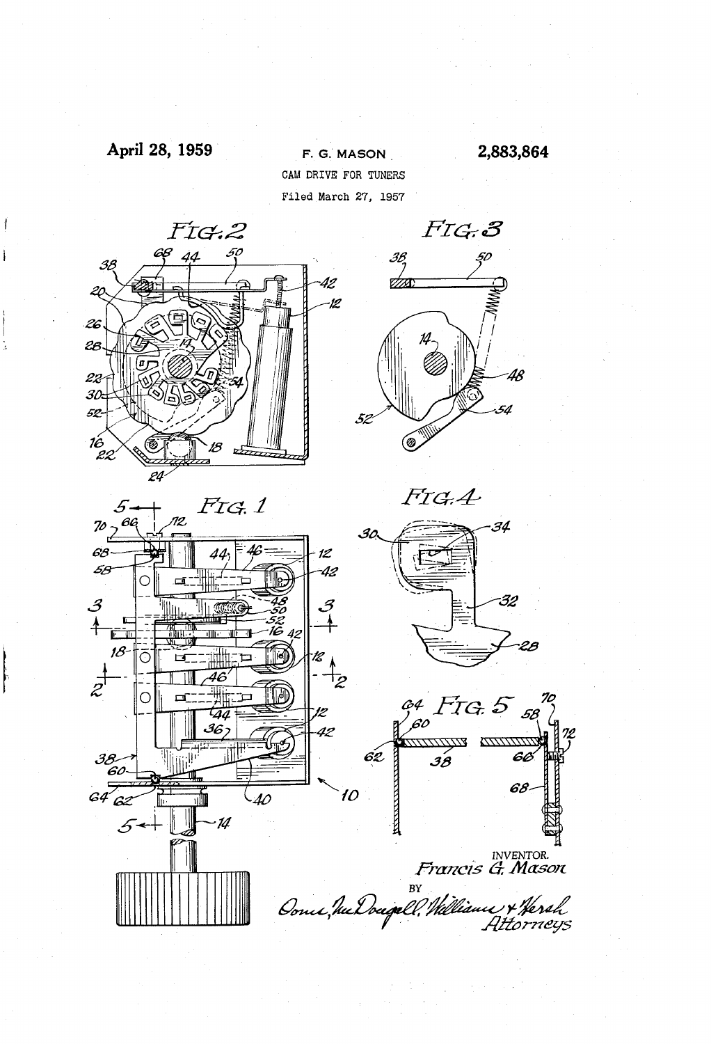April 28, 1959 — F. G. MASON — 2,883,864

CAM DRIVE FOR TUNERS

Filed March 27, 1957

INVENTOR.
Francis G. Mason

BY

Owen, McDougall, Williams & Hersh
Attorneys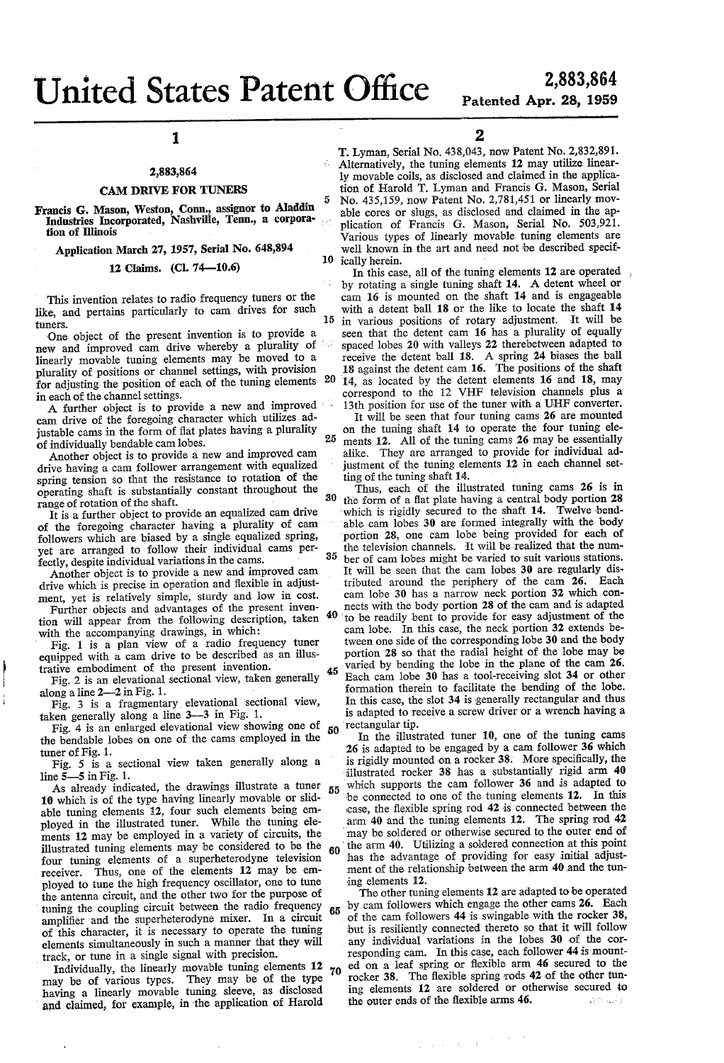# United States Patent Office

**2,883,864**

**Patented Apr. 28, 1959**

## 2,883,864

### CAM DRIVE FOR TUNERS

Francis G. Mason, Weston, Conn., assignor to Aladdin Industries Incorporated, Nashville, Tenn., a corporation of Illinois

Application March 27, 1957, Serial No. 648,894

12 Claims. (Cl. 74—10.6)

This invention relates to radio frequency tuners or the like, and pertains particularly to cam drives for such tuners.

One object of the present invention is to provide a new and improved cam drive whereby a plurality of linearly movable tuning elements may be moved to a plurality of positions or channel settings, with provision for adjusting the position of each of the tuning elements in each of the channel settings.

A further object is to provide a new and improved cam drive of the foregoing character which utilizes adjustable cams in the form of flat plates having a plurality of individually bendable cam lobes.

Another object is to provide a new and improved cam drive having a cam follower arrangement with equalized spring tension so that the resistance to rotation of the operating shaft is substantially constant throughout the range of rotation of the shaft.

It is a further object to provide an equalized cam drive of the foregoing character having a plurality of cam followers which are biased by a single equalized spring, yet are arranged to follow their individual cams perfectly, despite individual variations in the cams.

Another object is to provide a new and improved cam drive which is precise in operation and flexible in adjustment, yet is relatively simple, sturdy and low in cost.

Further objects and advantages of the present invention will appear from the following description, taken with the accompanying drawings, in which:

Fig. 1 is a plan view of a radio frequency tuner equipped with a cam drive to be described as an illustrative embodiment of the present invention.

Fig. 2 is an elevational sectional view, taken generally along a line 2—2 in Fig. 1.

Fig. 3 is a fragmentary elevational sectional view, taken generally along a line 3—3 in Fig. 1.

Fig. 4 is an enlarged elevational view showing one of the bendable lobes on one of the cams employed in the tuner of Fig. 1.

Fig. 5 is a sectional view taken generally along a line 5—5 in Fig. 1.

As already indicated, the drawings illustrate a tuner 10 which is of the type having linearly movable or slidable tuning elements 12, four such elements being employed in the illustrated tuner. While the tuning elements 12 may be employed in a variety of circuits, the illustrated tuning elements may be considered to be the four tuning elements of a superheterodyne television receiver. Thus, one of the elements 12 may be employed to tune the high frequency oscillator, one to tune the antenna circuit, and the other two for the purpose of tuning the coupling circuit between the radio frequency amplifier and the superheterodyne mixer. In a circuit of this character, it is necessary to operate the tuning elements simultaneously in such a manner that they will track, or tune in a single signal with precision.

Individually, the linearly movable tuning elements 12 may be of various types. They may be of the type having a linearly movable tuning sleeve, as disclosed and claimed, for example, in the application of Harold T. Lyman, Serial No. 438,043, now Patent No. 2,832,891. Alternatively, the tuning elements 12 may utilize linearly movable coils, as disclosed and claimed in the application of Harold T. Lyman and Francis G. Mason, Serial No. 435,159, now Patent No. 2,781,451 or linearly movable cores or slugs, as disclosed and claimed in the application of Francis G. Mason, Serial No. 503,921. Various types of linearly movable tuning elements are well known in the art and need not be described specifically herein.

In this case, all of the tuning elements 12 are operated by rotating a single tuning shaft 14. A detent wheel or cam 16 is mounted on the shaft 14 and is engageable with a detent ball 18 or the like to locate the shaft 14 in various positions of rotary adjustment. It will be seen that the detent cam 16 has a plurality of equally spaced lobes 20 with valleys 22 therebetween adapted to receive the detent ball 18. A spring 24 biases the ball 18 against the detent cam 16. The positions of the shaft 14, as located by the detent elements 16 and 18, may correspond to the 12 VHF television channels plus a 13th position for use of the tuner with a UHF converter.

It will be seen that four tuning cams 26 are mounted on the tuning shaft 14 to operate the four tuning elements 12. All of the tuning cams 26 may be essentially alike. They are arranged to provide for individual adjustment of the tuning elements 12 in each channel setting of the tuning shaft 14.

Thus, each of the illustrated tuning cams 26 is in the form of a flat plate having a central body portion 28 which is rigidly secured to the shaft 14. Twelve bendable cam lobes 30 are formed integrally with the body portion 28, one cam lobe being provided for each of the television channels. It will be realized that the number of cam lobes might be varied to suit various stations. It will be seen that the cam lobes 30 are regularly distributed around the periphery of the cam 26. Each cam lobe 30 has a narrow neck portion 32 which connects with the body portion 28 of the cam and is adapted to be readily bent to provide for easy adjustment of the cam lobe. In this case, the neck portion 32 extends between one side of the corresponding lobe 30 and the body portion 28 so that the radial height of the lobe may be varied by bending the lobe in the plane of the cam 26. Each cam lobe 30 has a tool-receiving slot 34 or other formation therein to facilitate the bending of the lobe. In this case, the slot 34 is generally rectangular and thus is adapted to receive a screw driver or a wrench having a rectangular tip.

In the illustrated tuner 10, one of the tuning cams 26 is adapted to be engaged by a cam follower 36 which is rigidly mounted on a rocker 38. More specifically, the illustrated rocker 38 has a substantially rigid arm 40 which supports the cam follower 36 and is adapted to be connected to one of the tuning elements 12. In this case, the flexible spring rod 42 is connected between the arm 40 and the tuning elements 12. The spring rod 42 may be soldered or otherwise secured to the outer end of the arm 40. Utilizing a soldered connection at this point has the advantage of providing for easy initial adjustment of the relationship between the arm 40 and the tuning elements 12.

The other tuning elements 12 are adapted to be operated by cam followers which engage the other cams 26. Each of the cam followers 44 is swingable with the rocker 38, but is resiliently connected thereto so that it will follow any individual variations in the lobes 30 of the corresponding cam. In this case, each follower 44 is mounted on a leaf spring or flexible arm 46 secured to the rocker 38. The flexible spring rods 42 of the other tuning elements 12 are soldered or otherwise secured to the outer ends of the flexible arms 46.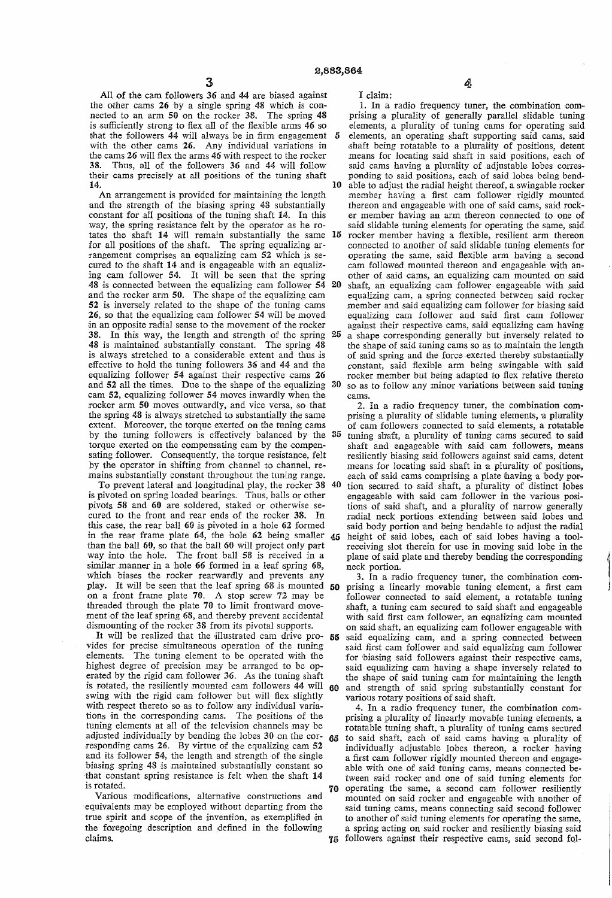All of the cam followers 36 and 44 are biased against the other cams 26 by a single spring 48 which is connected to an arm 50 on the rocker 38. The spring 48 is sufficiently strong to flex all of the flexible arms 46 so that the followers 44 will always be in firm engagement with the other cams 26. Any individual variations in the cams 26 will flex the arms 46 with respect to the rocker 38. Thus, all of the followers 36 and 44 will follow their cams precisely at all positions of the tuning shaft 14.

An arrangement is provided for maintaining the length and the strength of the biasing spring 48 substantially constant for all positions of the tuning shaft 14. In this way, the spring resistance felt by the operator as he rotates the shaft 14 will remain substantially the same for all positions of the shaft. The spring equalizing arrangement comprises an equalizing cam 52 which is secured to the shaft 14 and is engageable with an equalizing cam follower 54. It will be seen that the spring 48 is connected between the equalizing cam follower 54 and the rocker arm 50. The shape of the equalizing cam 52 is inversely related to the shape of the tuning cams 26, so that the equalizing cam follower 54 will be moved in an opposite radial sense to the movement of the rocker 38. In this way, the length and strength of the spring 48 is maintained substantially constant. The spring 48 is always stretched to a considerable extent and thus is effective to hold the tuning followers 36 and 44 and the equalizing follower 54 against their respective cams 26 and 52 all the times. Due to the shape of the equalizing cam 52, equalizing follower 54 moves inwardly when the rocker arm 50 moves outwardly, and vice versa, so that the spring 48 is always stretched to substantially the same extent. Moreover, the torque exerted on the tuning cams by the tuning followers is effectively balanced by the torque exerted on the compensating cam by the compensating follower. Consequently, the torque resistance, felt by the operator in shifting from channel to channel, remains substantially constant throughout the tuning range.

To prevent lateral and longitudinal play, the rocker 38 is pivoted on spring loaded bearings. Thus, balls or other pivots 58 and 60 are soldered, staked or otherwise secured to the front and rear ends of the rocker 38. In this case, the rear ball 60 is pivoted in a hole 62 formed in the rear frame plate 64, the hole 62 being smaller than the ball 60, so that the ball 60 will project only part way into the hole. The front ball 58 is received in a similar manner in a hole 66 formed in a leaf spring 68, which biases the rocker rearwardly and prevents any play. It will be seen that the leaf spring 68 is mounted on a front frame plate 70. A stop screw 72 may be threaded through the plate 70 to limit frontward movement of the leaf spring 68, and thereby prevent accidental dismounting of the rocker 38 from its pivotal supports.

It will be realized that the illustrated cam drive provides for precise simultaneous operation of the tuning elements. The tuning element to be operated with the highest degree of precision may be arranged to be operated by the rigid cam follower 36. As the tuning shaft is rotated, the resiliently mounted cam followers 44 will swing with the rigid cam follower but will flex slightly with respect thereto so as to follow any individual variations in the corresponding cams. The positions of the tuning elements at all of the television channels may be adjusted individually by bending the lobes 30 on the corresponding cams 26. By virtue of the equalizing cam 52 and its follower 54, the length and strength of the single biasing spring 48 is maintained substantially constant so that constant spring resistance is felt when the shaft 14 is rotated.

Various modifications, alternative constructions and equivalents may be employed without departing from the true spirit and scope of the invention, as exemplified in the foregoing description and defined in the following claims.

I claim:

1. In a radio frequency tuner, the combination comprising a plurality of generally parallel slidable tuning elements, a plurality of tuning cams for operating said elements, an operating shaft supporting said cams, said shaft being rotatable to a plurality of positions, detent means for locating said shaft in said positions, each of said cams having a plurality of adjustable lobes corresponding to said positions, each of said lobes being bendable to adjust the radial height thereof, a swingable rocker member having a first cam follower rigidly mounted thereon and engageable with one of said cams, said rocker member having an arm thereon connected to one of said slidable tuning elements for operating the same, said rocker member having a flexible, resilient arm thereon connected to another of said slidable tuning elements for operating the same, said flexible arm having a second cam followed mounted thereon and engageable with another of said cams, an equalizing cam mounted on said shaft, an equalizing cam follower engageable with said equalizing cam, a spring connected between said rocker member and said equalizing cam follower for biasing said equalizing cam follower and said first cam follower against their respective cams, said equalizing cam having a shape corresponding generally but inversely related to the shape of said tuning cams so as to maintain the length of said spring and the force exerted thereby substantially constant, said flexible arm being swingable with said rocker member but being adapted to flex relative thereto so as to follow any minor variations between said tuning cams.

2. In a radio frequency tuner, the combination comprising a plurality of slidable tuning elements, a plurality of cam followers connected to said elements, a rotatable tuning shaft, a plurality of tuning cams secured to said shaft and engageable with said cam followers, means resiliently biasing said followers against said cams, detent means for locating said shaft in a plurality of positions, each of said cams comprising a plate having a body portion secured to said shaft, a plurality of distinct lobes engageable with said cam follower in the various positions of said shaft, and a plurality of narrow generally radial neck portions extending between said lobes and said body portion and being bendable to adjust the radial height of said lobes, each of said lobes having a tool-receiving slot therein for use in moving said lobe in the plane of said plate and thereby bending the corresponding neck portion.

3. In a radio frequency tuner, the combination comprising a linearly movable tuning element, a first cam follower connected to said element, a rotatable tuning shaft, a tuning cam secured to said shaft and engageable with said first cam follower, an equalizing cam mounted on said shaft, an equalizing cam follower engageable with said equalizing cam, and a spring connected between said first cam follower and said equalizing cam follower for biasing said followers against their respective cams, said equalizing cam having a shape inversely related to the shape of said tuning cam for maintaining the length and strength of said spring substantially constant for various rotary positions of said shaft.

4. In a radio frequency tuner, the combination comprising a plurality of linearly movable tuning elements, a rotatable tuning shaft, a plurality of tuning cams secured to said shaft, each of said cams having a plurality of individually adjustable lobes thereon, a rocker having a first cam follower rigidly mounted thereon and engageable with one of said tuning cams, means connected between said rocker and one of said tuning elements for operating the same, a second cam follower resiliently mounted on said rocker and engageable with another of said tuning cams, means connecting said second follower to another of said tuning elements for operating the same, a spring acting on said rocker and resiliently biasing said followers against their respective cams, said second fol-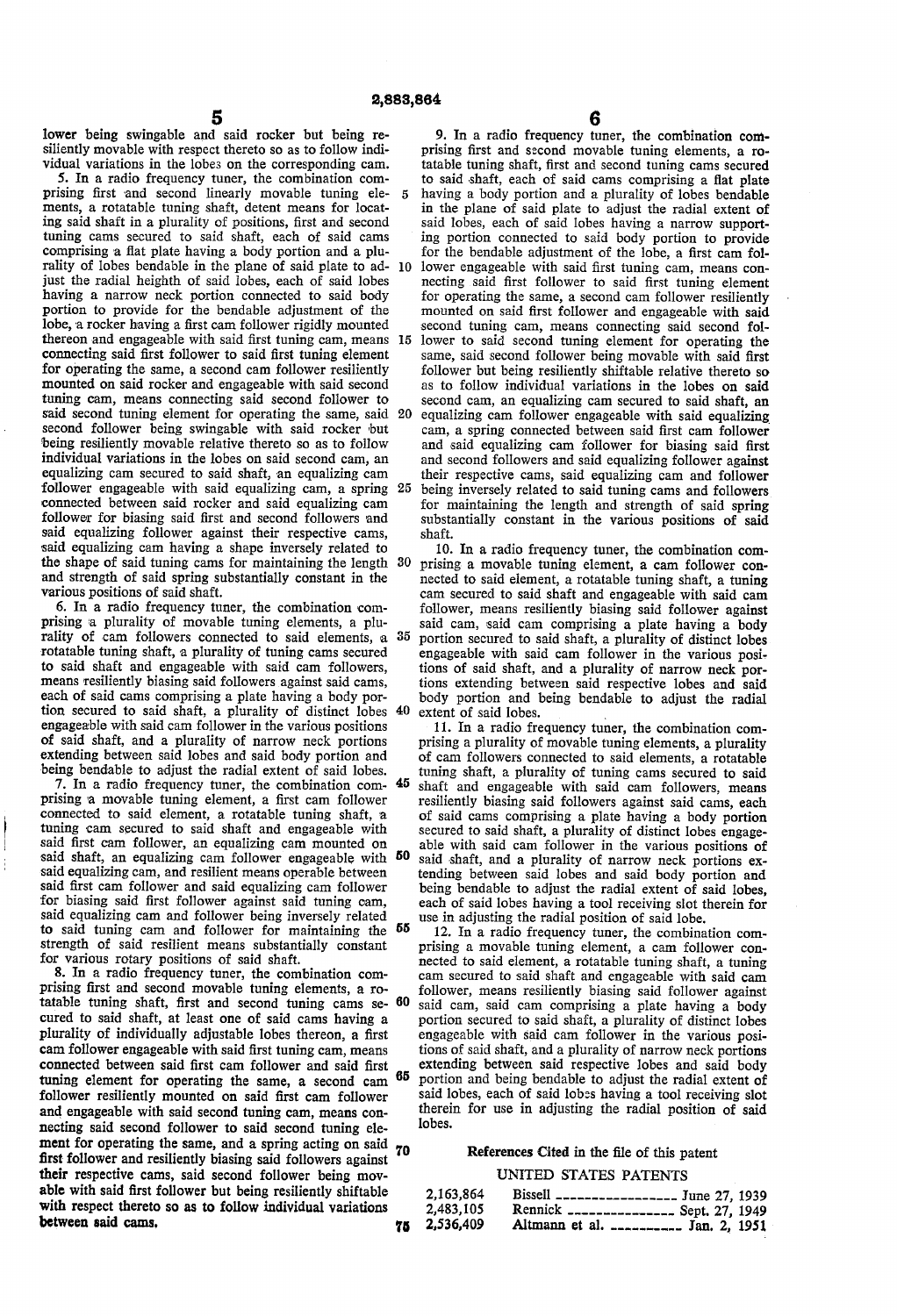lower being swingable and said rocker but being resiliently movable with respect thereto so as to follow individual variations in the lobes on the corresponding cam.

5. In a radio frequency tuner, the combination comprising first and second linearly movable tuning elements, a rotatable tuning shaft, detent means for locating said shaft in a plurality of positions, first and second tuning cams secured to said shaft, each of said cams comprising a flat plate having a body portion and a plurality of lobes bendable in the plane of said plate to adjust the radial heighth of said lobes, each of said lobes having a narrow neck portion connected to said body portion to provide for the bendable adjustment of the lobe, a rocker having a first cam follower rigidly mounted thereon and engageable with said first tuning cam, means connecting said first follower to said first tuning element for operating the same, a second cam follower resiliently mounted on said rocker and engageable with said second tuning cam, means connecting said second follower to said second tuning element for operating the same, said second follower being swingable with said rocker but being resiliently movable relative thereto so as to follow individual variations in the lobes on said second cam, an equalizing cam secured to said shaft, an equalizing cam follower engageable with said equalizing cam, a spring connected between said rocker and said equalizing cam follower for biasing said first and second followers and said equalizing follower against their respective cams, said equalizing cam having a shape inversely related to the shape of said tuning cams for maintaining the length and strength of said spring substantially constant in the various positions of said shaft.

6. In a radio frequency tuner, the combination comprising a plurality of movable tuning elements, a plurality of cam followers connected to said elements, a rotatable tuning shaft, a plurality of tuning cams secured to said shaft and engageable with said cam followers, means resiliently biasing said followers against said cams, each of said cams comprising a plate having a body portion secured to said shaft, a plurality of distinct lobes engageable with said cam follower in the various positions of said shaft, and a plurality of narrow neck portions extending between said lobes and said body portion and being bendable to adjust the radial extent of said lobes.

7. In a radio frequency tuner, the combination comprising a movable tuning element, a first cam follower connected to said element, a rotatable tuning shaft, a tuning cam secured to said shaft and engageable with said first cam follower, an equalizing cam mounted on said shaft, an equalizing cam follower engageable with said equalizing cam, and resilient means operable between said first cam follower and said equalizing cam follower for biasing said first follower against said tuning cam, said equalizing cam and follower being inversely related to said tuning cam and follower for maintaining the strength of said resilient means substantially constant for various rotary positions of said shaft.

8. In a radio frequency tuner, the combination comprising first and second movable tuning elements, a rotatable tuning shaft, first and second tuning cams secured to said shaft, at least one of said cams having a plurality of individually adjustable lobes thereon, a first cam follower engageable with said first tuning cam, means connected between said first cam follower and said first tuning element for operating the same, a second cam follower resiliently mounted on said first cam follower and engageable with said second tuning cam, means connecting said second follower to said second tuning element for operating the same, and a spring acting on said first follower and resiliently biasing said followers against their respective cams, said second follower being movable with said first follower but being resiliently shiftable with respect thereto so as to follow individual variations between said cams.

9. In a radio frequency tuner, the combination comprising first and second movable tuning elements, a rotatable tuning shaft, first and second tuning cams secured to said shaft, each of said cams comprising a flat plate having a body portion and a plurality of lobes bendable in the plane of said plate to adjust the radial extent of said lobes, each of said lobes having a narrow supporting portion connected to said body portion to provide for the bendable adjustment of the lobe, a first cam follower engageable with said first tuning cam, means connecting said first follower to said first tuning element for operating the same, a second cam follower resiliently mounted on said first follower and engageable with said second tuning cam, means connecting said second follower to said second tuning element for operating the same, said second follower being movable with said first follower but being resiliently shiftable relative thereto so as to follow individual variations in the lobes on said second cam, an equalizing cam secured to said shaft, an equalizing cam follower engageable with said equalizing cam, a spring connected between said first cam follower and said equalizing cam follower for biasing said first and second followers and said equalizing follower against their respective cams, said equalizing cam and follower being inversely related to said tuning cams and followers for maintaining the length and strength of said spring substantially constant in the various positions of said shaft.

10. In a radio frequency tuner, the combination comprising a movable tuning element, a cam follower connected to said element, a rotatable tuning shaft, a tuning cam secured to said shaft and engageable with said cam follower, means resiliently biasing said follower against said cam, said cam comprising a plate having a body portion secured to said shaft, a plurality of distinct lobes engageable with said cam follower in the various positions of said shaft, and a plurality of narrow neck portions extending between said respective lobes and said body portion and being bendable to adjust the radial extent of said lobes.

11. In a radio frequency tuner, the combination comprising a plurality of movable tuning elements, a plurality of cam followers connected to said elements, a rotatable tuning shaft, a plurality of tuning cams secured to said shaft and engageable with said cam followers, means resiliently biasing said followers against said cams, each of said cams comprising a plate having a body portion secured to said shaft, a plurality of distinct lobes engageable with said cam follower in the various positions of said shaft, and a plurality of narrow neck portions extending between said lobes and said body portion and being bendable to adjust the radial extent of said lobes, each of said lobes having a tool receiving slot therein for use in adjusting the radial position of said lobe.

12. In a radio frequency tuner, the combination comprising a movable tuning element, a cam follower connected to said element, a rotatable tuning shaft, a tuning cam secured to said shaft and engageable with said cam follower, means resiliently biasing said follower against said cam, said cam comprising a plate having a body portion secured to said shaft, a plurality of distinct lobes engageable with said cam follower in the various positions of said shaft, and a plurality of narrow neck portions extending between said respective lobes and said body portion and being bendable to adjust the radial extent of said lobes, each of said lobes having a tool receiving slot therein for use in adjusting the radial position of said lobes.

## References Cited in the file of this patent

UNITED STATES PATENTS

| | | |
|---|---|---|
| 2,163,864 | Bissell | June 27, 1939 |
| 2,483,105 | Rennick | Sept. 27, 1949 |
| 2,536,409 | Altmann et al. | Jan. 2, 1951 |